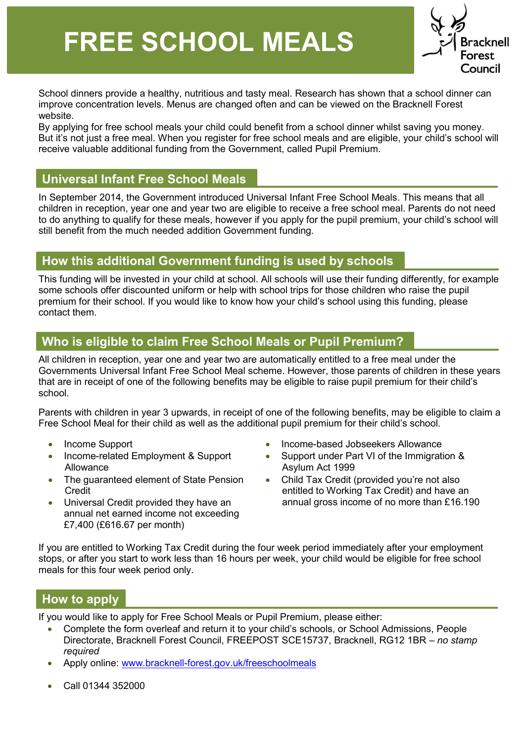# FREE SCHOOL MEALS

Bracknell Forest Council

School dinners provide a healthy, nutritious and tasty meal. Research has shown that a school dinner can improve concentration levels. Menus are changed often and can be viewed on the Bracknell Forest website.
By applying for free school meals your child could benefit from a school dinner whilst saving you money. But it's not just a free meal. When you register for free school meals and are eligible, your child's school will receive valuable additional funding from the Government, called Pupil Premium.

## Universal Infant Free School Meals

In September 2014, the Government introduced Universal Infant Free School Meals. This means that all children in reception, year one and year two are eligible to receive a free school meal. Parents do not need to do anything to qualify for these meals, however if you apply for the pupil premium, your child's school will still benefit from the much needed addition Government funding.

## How this additional Government funding is used by schools

This funding will be invested in your child at school. All schools will use their funding differently, for example some schools offer discounted uniform or help with school trips for those children who raise the pupil premium for their school. If you would like to know how your child's school using this funding, please contact them.

## Who is eligible to claim Free School Meals or Pupil Premium?

All children in reception, year one and year two are automatically entitled to a free meal under the Governments Universal Infant Free School Meal scheme. However, those parents of children in these years that are in receipt of one of the following benefits may be eligible to raise pupil premium for their child's school.

Parents with children in year 3 upwards, in receipt of one of the following benefits, may be eligible to claim a Free School Meal for their child as well as the additional pupil premium for their child's school.

- Income Support
- Income-related Employment & Support Allowance
- The guaranteed element of State Pension Credit
- Universal Credit provided they have an annual net earned income not exceeding £7,400 (£616.67 per month)
- Income-based Jobseekers Allowance
- Support under Part VI of the Immigration & Asylum Act 1999
- Child Tax Credit (provided you're not also entitled to Working Tax Credit) and have an annual gross income of no more than £16.190

If you are entitled to Working Tax Credit during the four week period immediately after your employment stops, or after you start to work less than 16 hours per week, your child would be eligible for free school meals for this four week period only.

## How to apply

If you would like to apply for Free School Meals or Pupil Premium, please either:

- Complete the form overleaf and return it to your child's schools, or School Admissions, People Directorate, Bracknell Forest Council, FREEPOST SCE15737, Bracknell, RG12 1BR – *no stamp required*
- Apply online: www.bracknell-forest.gov.uk/freeschoolmeals
- Call 01344 352000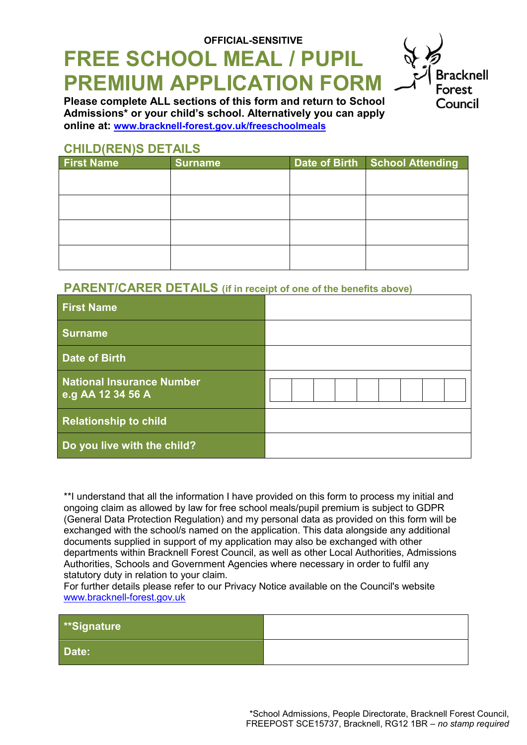**OFFICIAL-SENSITIVE**

# FREE SCHOOL MEAL / PUPIL PREMIUM APPLICATION FORM

Bracknell Forest Council

**Please complete ALL sections of this form and return to School Admissions* or your child's school. Alternatively you can apply online at: [www.bracknell-forest.gov.uk/freeschoolmeals](www.bracknell-forest.gov.uk/freeschoolmeals)**

## CHILD(REN)S DETAILS

| First Name | Surname | Date of Birth | School Attending |
|---|---|---|---|
| | | | |
| | | | |
| | | | |
| | | | |

## PARENT/CARER DETAILS (if in receipt of one of the benefits above)

| | |
|---|---|
| First Name | |
| Surname | |
| Date of Birth | |
| National Insurance Number e.g AA 12 34 56 A | |
| Relationship to child | |
| Do you live with the child? | |

**I understand that all the information I have provided on this form to process my initial and ongoing claim as allowed by law for free school meals/pupil premium is subject to GDPR (General Data Protection Regulation) and my personal data as provided on this form will be exchanged with the school/s named on the application. This data alongside any additional documents supplied in support of my application may also be exchanged with other departments within Bracknell Forest Council, as well as other Local Authorities, Admissions Authorities, Schools and Government Agencies where necessary in order to fulfil any statutory duty in relation to your claim.
For further details please refer to our Privacy Notice available on the Council's website [www.bracknell-forest.gov.uk](www.bracknell-forest.gov.uk)

| | |
|---|---|
| **Signature | |
| Date: | |

*School Admissions, People Directorate, Bracknell Forest Council, FREEPOST SCE15737, Bracknell, RG12 1BR – *no stamp required*